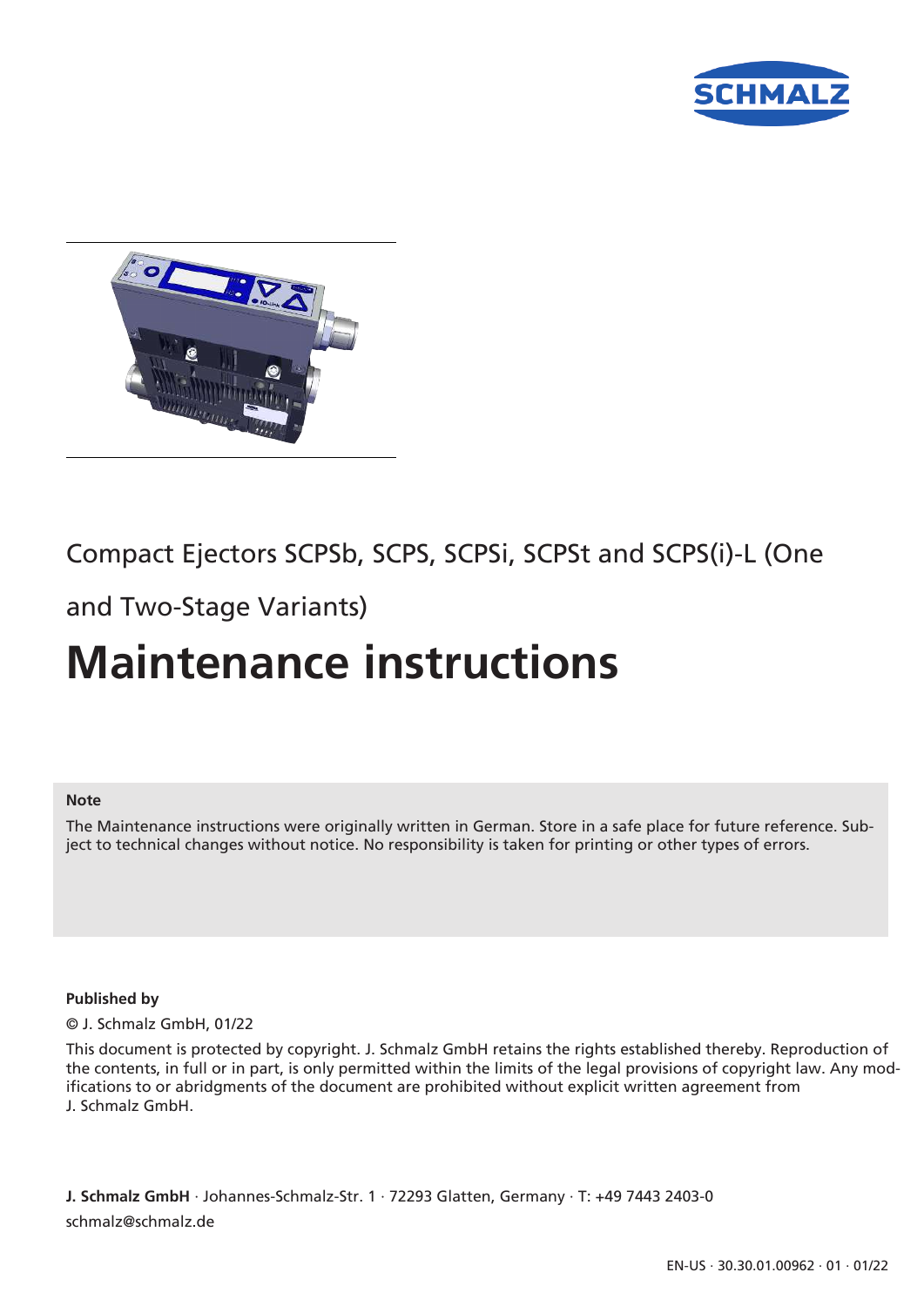Compact Ejectors SCPSb, SCPS, SCPSi, SCPSt and SCPS(i)-L (One and Two-Stage Variants)

# Maintenance instructions

**Note**

The Maintenance instructions were originally written in German. Store in a safe place for future reference. Subject to technical changes without notice. No responsibility is taken for printing or other types of errors.

**Published by**

© J. Schmalz GmbH, 01/22

This document is protected by copyright. J. Schmalz GmbH retains the rights established thereby. Reproduction of the contents, in full or in part, is only permitted within the limits of the legal provisions of copyright law. Any modifications to or abridgments of the document are prohibited without explicit written agreement from J. Schmalz GmbH.

**J. Schmalz GmbH** · Johannes-Schmalz-Str. 1 · 72293 Glatten, Germany · T: +49 7443 2403-0
schmalz@schmalz.de

EN-US · 30.30.01.00962 · 01 · 01/22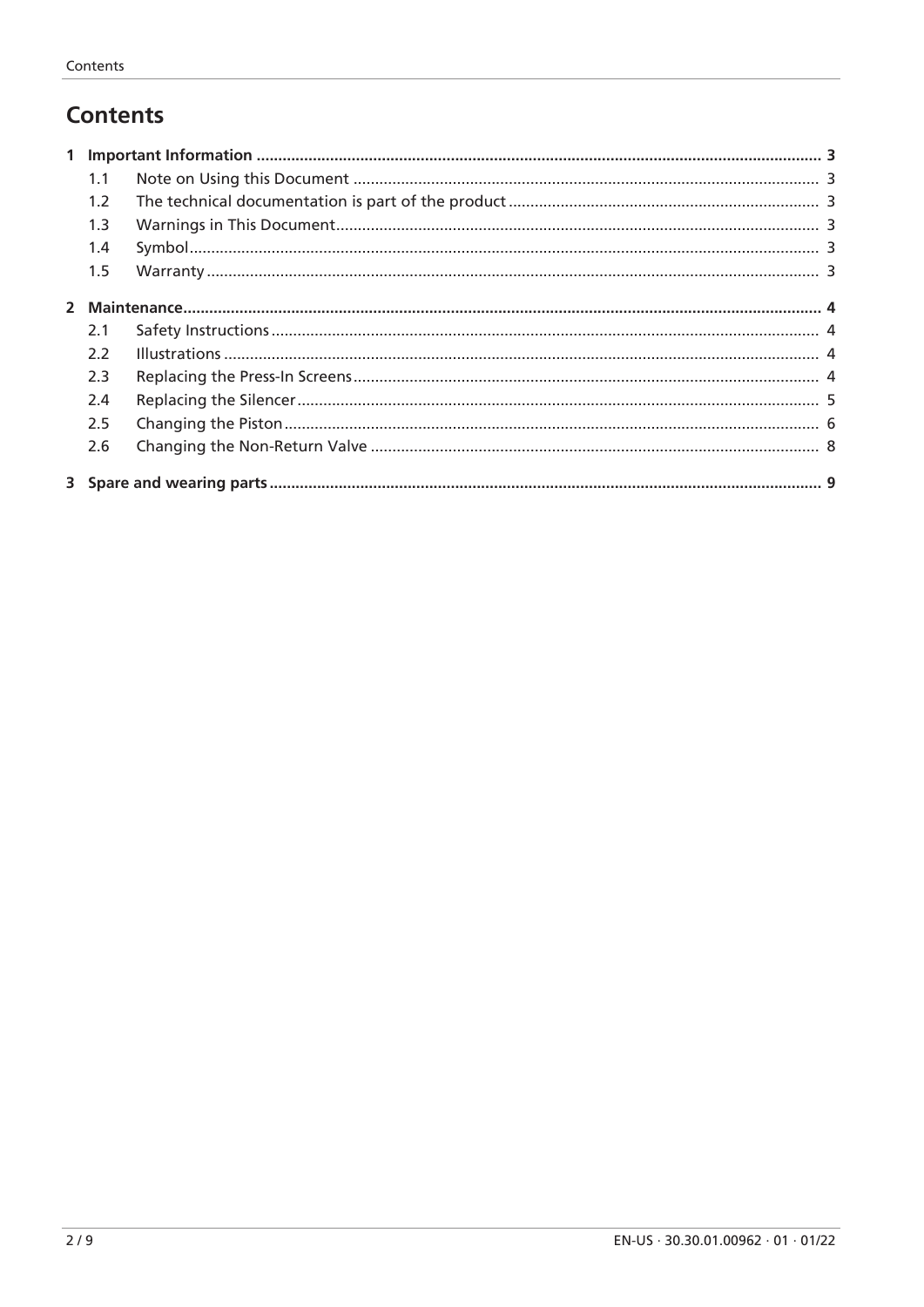# Contents

| | | |
|---|---|---|
| **1** | **Important Information** | **3** |
| 1.1 | Note on Using this Document | 3 |
| 1.2 | The technical documentation is part of the product | 3 |
| 1.3 | Warnings in This Document | 3 |
| 1.4 | Symbol | 3 |
| 1.5 | Warranty | 3 |
| **2** | **Maintenance** | **4** |
| 2.1 | Safety Instructions | 4 |
| 2.2 | Illustrations | 4 |
| 2.3 | Replacing the Press-In Screens | 4 |
| 2.4 | Replacing the Silencer | 5 |
| 2.5 | Changing the Piston | 6 |
| 2.6 | Changing the Non-Return Valve | 8 |
| **3** | **Spare and wearing parts** | **9** |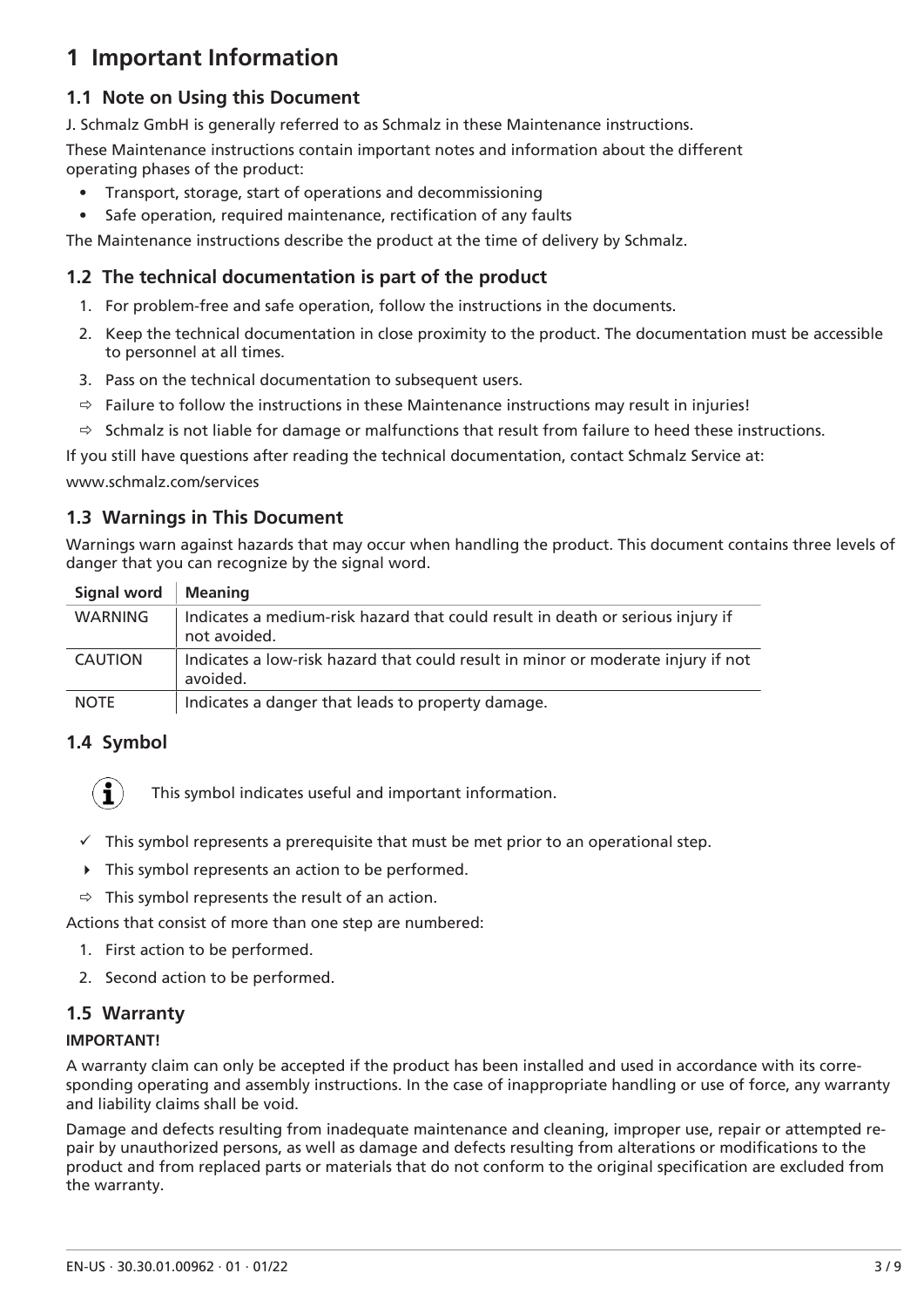# 1 Important Information

## 1.1 Note on Using this Document

J. Schmalz GmbH is generally referred to as Schmalz in these Maintenance instructions.

These Maintenance instructions contain important notes and information about the different operating phases of the product:

- Transport, storage, start of operations and decommissioning
- Safe operation, required maintenance, rectification of any faults

The Maintenance instructions describe the product at the time of delivery by Schmalz.

## 1.2 The technical documentation is part of the product

1. For problem-free and safe operation, follow the instructions in the documents.
2. Keep the technical documentation in close proximity to the product. The documentation must be accessible to personnel at all times.
3. Pass on the technical documentation to subsequent users.

⇨ Failure to follow the instructions in these Maintenance instructions may result in injuries!

⇨ Schmalz is not liable for damage or malfunctions that result from failure to heed these instructions.

If you still have questions after reading the technical documentation, contact Schmalz Service at:

www.schmalz.com/services

## 1.3 Warnings in This Document

Warnings warn against hazards that may occur when handling the product. This document contains three levels of danger that you can recognize by the signal word.

| Signal word | Meaning |
| --- | --- |
| WARNING | Indicates a medium-risk hazard that could result in death or serious injury if not avoided. |
| CAUTION | Indicates a low-risk hazard that could result in minor or moderate injury if not avoided. |
| NOTE | Indicates a danger that leads to property damage. |

## 1.4 Symbol

ⓘ This symbol indicates useful and important information.

✓ This symbol represents a prerequisite that must be met prior to an operational step.

▸ This symbol represents an action to be performed.

⇨ This symbol represents the result of an action.

Actions that consist of more than one step are numbered:

1. First action to be performed.
2. Second action to be performed.

## 1.5 Warranty

**IMPORTANT!**

A warranty claim can only be accepted if the product has been installed and used in accordance with its corresponding operating and assembly instructions. In the case of inappropriate handling or use of force, any warranty and liability claims shall be void.

Damage and defects resulting from inadequate maintenance and cleaning, improper use, repair or attempted repair by unauthorized persons, as well as damage and defects resulting from alterations or modifications to the product and from replaced parts or materials that do not conform to the original specification are excluded from the warranty.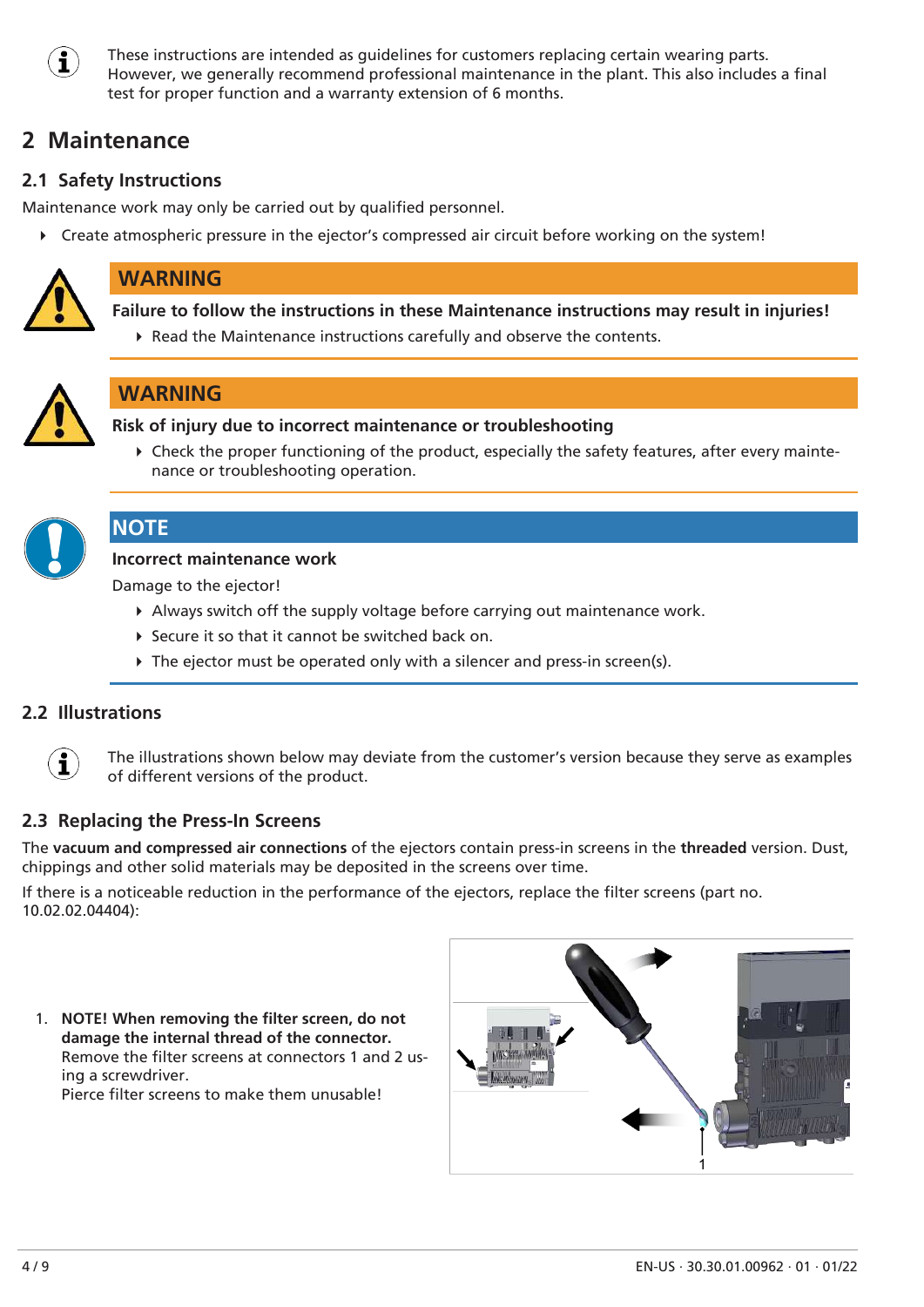These instructions are intended as guidelines for customers replacing certain wearing parts. However, we generally recommend professional maintenance in the plant. This also includes a final test for proper function and a warranty extension of 6 months.

# 2 Maintenance

## 2.1 Safety Instructions

Maintenance work may only be carried out by qualified personnel.

- Create atmospheric pressure in the ejector's compressed air circuit before working on the system!

**WARNING**

**Failure to follow the instructions in these Maintenance instructions may result in injuries!**

- Read the Maintenance instructions carefully and observe the contents.

**WARNING**

**Risk of injury due to incorrect maintenance or troubleshooting**

- Check the proper functioning of the product, especially the safety features, after every maintenance or troubleshooting operation.

**NOTE**

**Incorrect maintenance work**

Damage to the ejector!

- Always switch off the supply voltage before carrying out maintenance work.
- Secure it so that it cannot be switched back on.
- The ejector must be operated only with a silencer and press-in screen(s).

## 2.2 Illustrations

The illustrations shown below may deviate from the customer's version because they serve as examples of different versions of the product.

## 2.3 Replacing the Press-In Screens

The **vacuum and compressed air connections** of the ejectors contain press-in screens in the **threaded** version. Dust, chippings and other solid materials may be deposited in the screens over time.

If there is a noticeable reduction in the performance of the ejectors, replace the filter screens (part no. 10.02.02.04404):

1. **NOTE! When removing the filter screen, do not damage the internal thread of the connector.** Remove the filter screens at connectors 1 and 2 using a screwdriver.
   Pierce filter screens to make them unusable!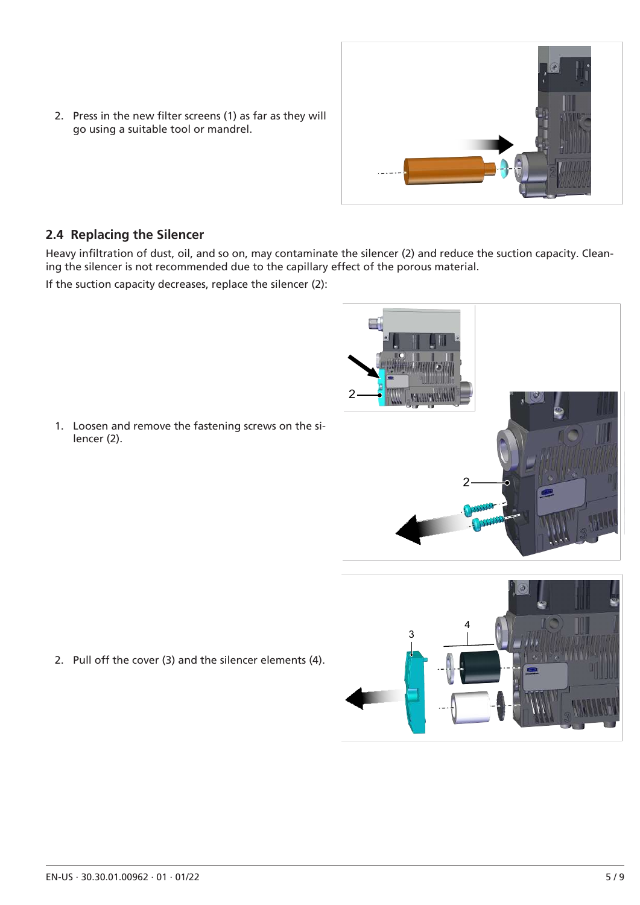2. Press in the new filter screens (1) as far as they will go using a suitable tool or mandrel.

## 2.4 Replacing the Silencer

Heavy infiltration of dust, oil, and so on, may contaminate the silencer (2) and reduce the suction capacity. Cleaning the silencer is not recommended due to the capillary effect of the porous material.

If the suction capacity decreases, replace the silencer (2):

1. Loosen and remove the fastening screws on the silencer (2).

2. Pull off the cover (3) and the silencer elements (4).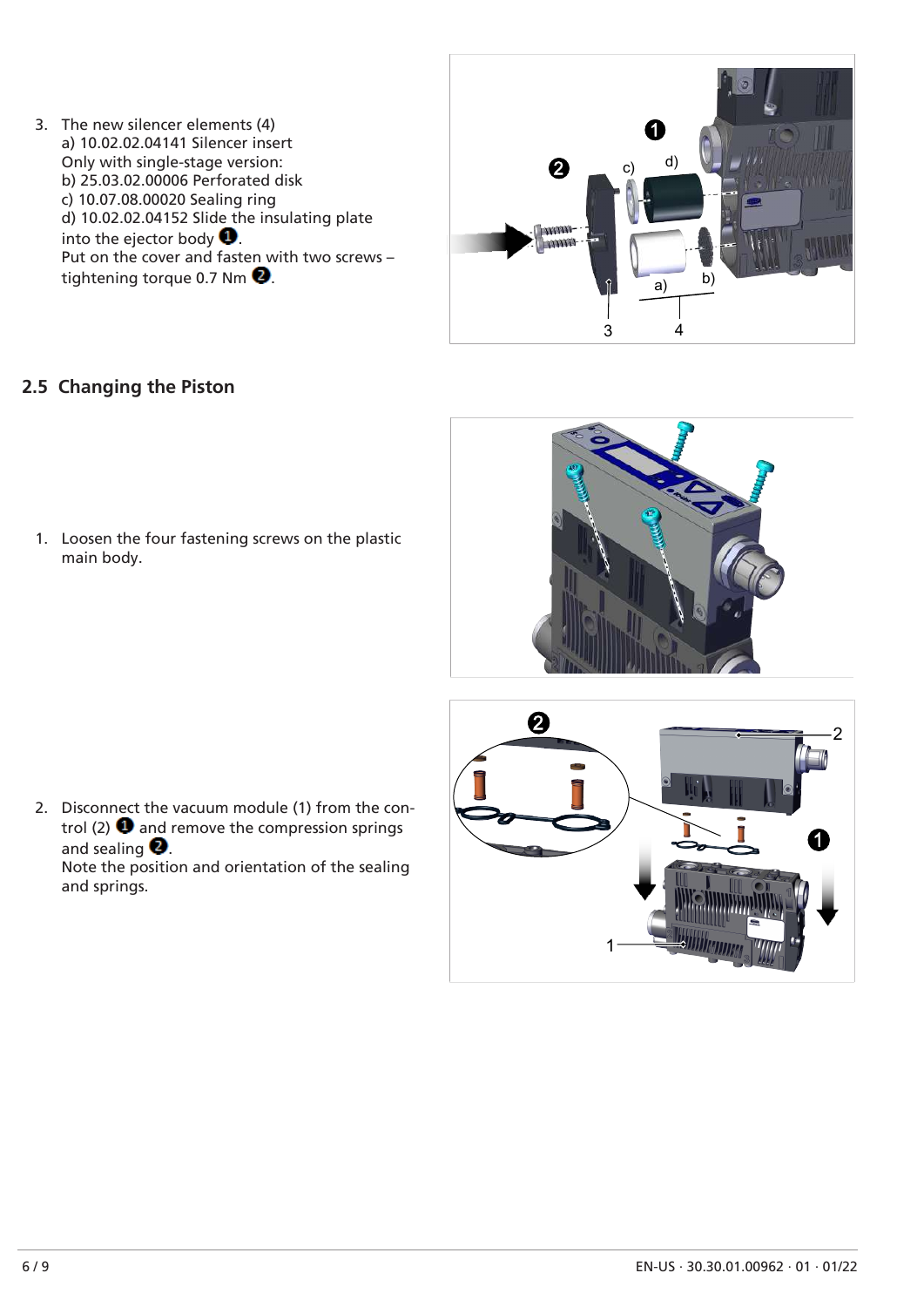3. The new silencer elements (4)
   a) 10.02.02.04141 Silencer insert
   Only with single-stage version:
   b) 25.03.02.00006 Perforated disk
   c) 10.07.08.00020 Sealing ring
   d) 10.02.02.04152 Slide the insulating plate into the ejector body ❶.
   Put on the cover and fasten with two screws – tightening torque 0.7 Nm ❷.

## 2.5 Changing the Piston

1. Loosen the four fastening screws on the plastic main body.

2. Disconnect the vacuum module (1) from the control (2) ❶ and remove the compression springs and sealing ❷.
   Note the position and orientation of the sealing and springs.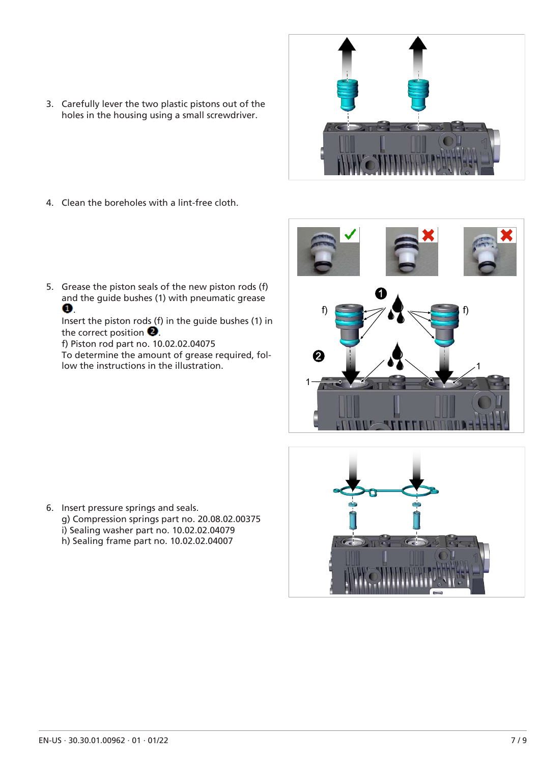3. Carefully lever the two plastic pistons out of the holes in the housing using a small screwdriver.

4. Clean the boreholes with a lint-free cloth.

5. Grease the piston seals of the new piston rods (f) and the guide bushes (1) with pneumatic grease ❶.
   Insert the piston rods (f) in the guide bushes (1) in the correct position ❷.
   f) Piston rod part no. 10.02.02.04075
   To determine the amount of grease required, follow the instructions in the illustration.

6. Insert pressure springs and seals.
   g) Compression springs part no. 20.08.02.00375
   i) Sealing washer part no. 10.02.02.04079
   h) Sealing frame part no. 10.02.02.04007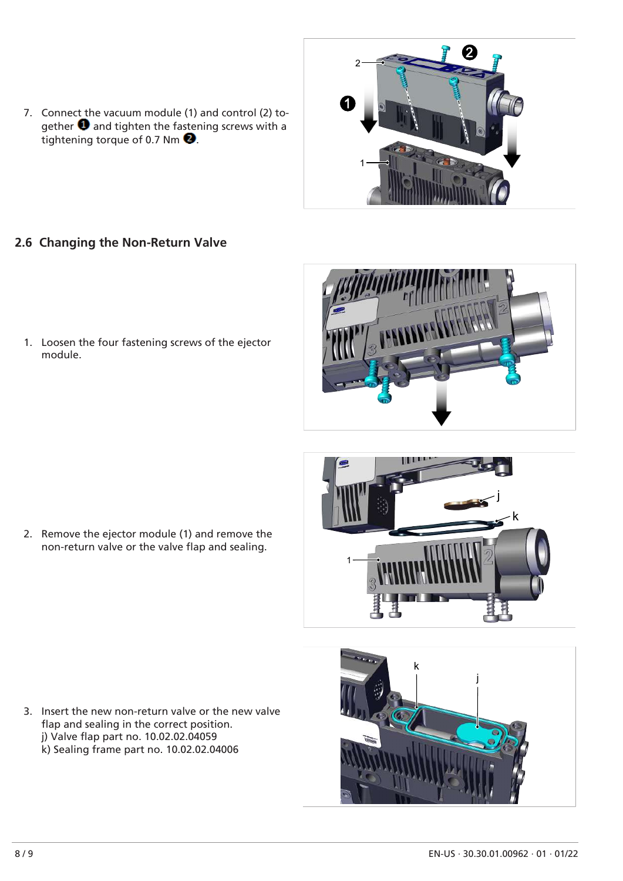7. Connect the vacuum module (1) and control (2) together ❶ and tighten the fastening screws with a tightening torque of 0.7 Nm ❷.

## 2.6 Changing the Non-Return Valve

1. Loosen the four fastening screws of the ejector module.

2. Remove the ejector module (1) and remove the non-return valve or the valve flap and sealing.

3. Insert the new non-return valve or the new valve flap and sealing in the correct position.
   j) Valve flap part no. 10.02.02.04059
   k) Sealing frame part no. 10.02.02.04006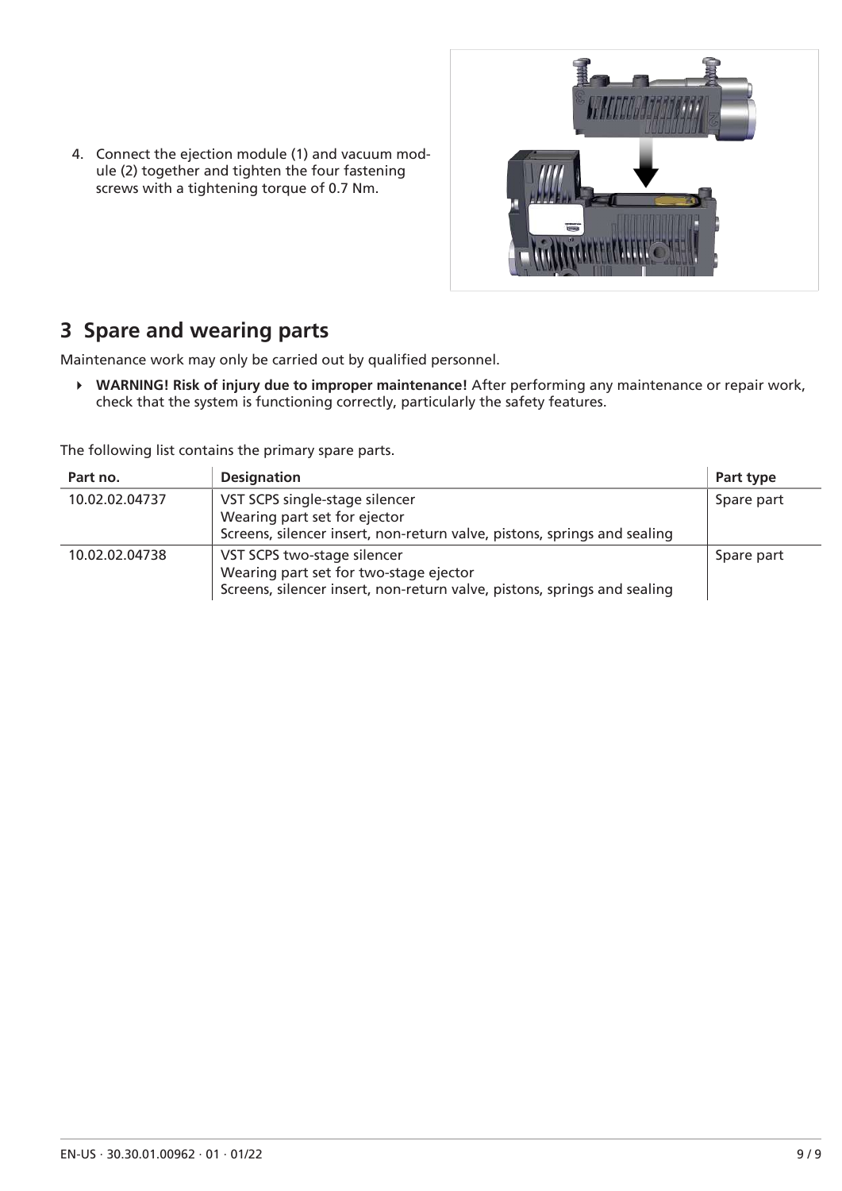4. Connect the ejection module (1) and vacuum module (2) together and tighten the four fastening screws with a tightening torque of 0.7 Nm.

# 3 Spare and wearing parts

Maintenance work may only be carried out by qualified personnel.

- **WARNING! Risk of injury due to improper maintenance!** After performing any maintenance or repair work, check that the system is functioning correctly, particularly the safety features.

The following list contains the primary spare parts.

| Part no. | Designation | Part type |
|---|---|---|
| 10.02.02.04737 | VST SCPS single-stage silencer<br>Wearing part set for ejector<br>Screens, silencer insert, non-return valve, pistons, springs and sealing | Spare part |
| 10.02.02.04738 | VST SCPS two-stage silencer<br>Wearing part set for two-stage ejector<br>Screens, silencer insert, non-return valve, pistons, springs and sealing | Spare part |